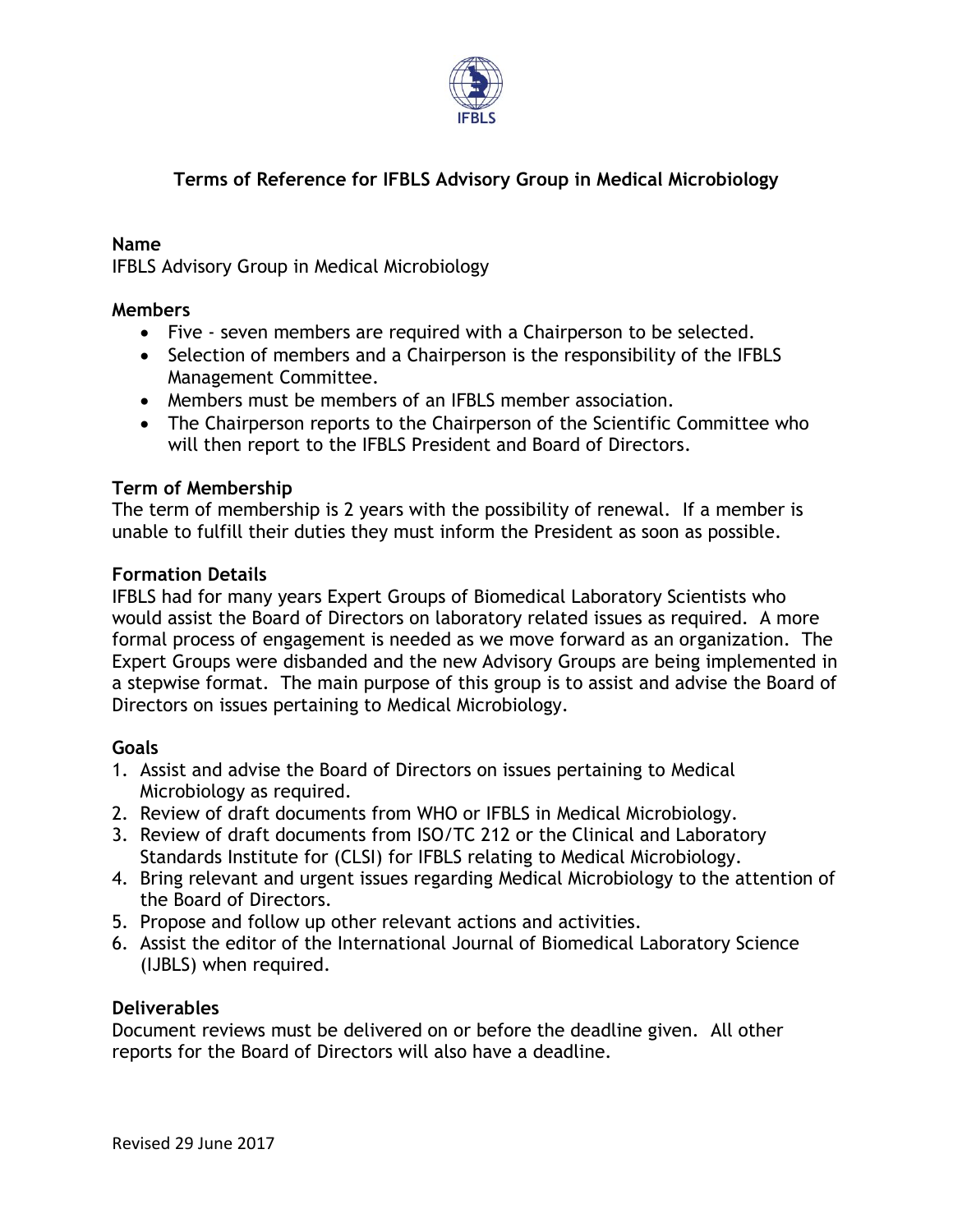# Terms of Reference for IFBLS Advisory Group in Medical Microbiology

## Name

IFBLS Advisory Group in Medical Microbiology

## Members

- Five - seven members are required with a Chairperson to be selected.
- Selection of members and a Chairperson is the responsibility of the IFBLS Management Committee.
- Members must be members of an IFBLS member association.
- The Chairperson reports to the Chairperson of the Scientific Committee who will then report to the IFBLS President and Board of Directors.

## Term of Membership

The term of membership is 2 years with the possibility of renewal. If a member is unable to fulfill their duties they must inform the President as soon as possible.

## Formation Details

IFBLS had for many years Expert Groups of Biomedical Laboratory Scientists who would assist the Board of Directors on laboratory related issues as required. A more formal process of engagement is needed as we move forward as an organization. The Expert Groups were disbanded and the new Advisory Groups are being implemented in a stepwise format. The main purpose of this group is to assist and advise the Board of Directors on issues pertaining to Medical Microbiology.

## Goals

1. Assist and advise the Board of Directors on issues pertaining to Medical Microbiology as required.
2. Review of draft documents from WHO or IFBLS in Medical Microbiology.
3. Review of draft documents from ISO/TC 212 or the Clinical and Laboratory Standards Institute for (CLSI) for IFBLS relating to Medical Microbiology.
4. Bring relevant and urgent issues regarding Medical Microbiology to the attention of the Board of Directors.
5. Propose and follow up other relevant actions and activities.
6. Assist the editor of the International Journal of Biomedical Laboratory Science (IJBLS) when required.

## Deliverables

Document reviews must be delivered on or before the deadline given. All other reports for the Board of Directors will also have a deadline.

Revised 29 June 2017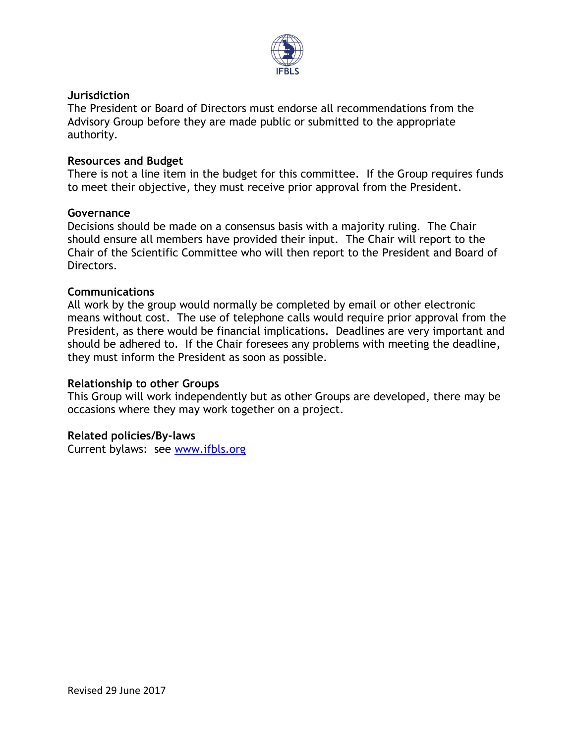**Jurisdiction**
The President or Board of Directors must endorse all recommendations from the Advisory Group before they are made public or submitted to the appropriate authority.

**Resources and Budget**
There is not a line item in the budget for this committee. If the Group requires funds to meet their objective, they must receive prior approval from the President.

**Governance**
Decisions should be made on a consensus basis with a majority ruling. The Chair should ensure all members have provided their input. The Chair will report to the Chair of the Scientific Committee who will then report to the President and Board of Directors.

**Communications**
All work by the group would normally be completed by email or other electronic means without cost. The use of telephone calls would require prior approval from the President, as there would be financial implications. Deadlines are very important and should be adhered to. If the Chair foresees any problems with meeting the deadline, they must inform the President as soon as possible.

**Relationship to other Groups**
This Group will work independently but as other Groups are developed, there may be occasions where they may work together on a project.

**Related policies/By-laws**
Current bylaws: see [www.ifbls.org](http://www.ifbls.org)

Revised 29 June 2017